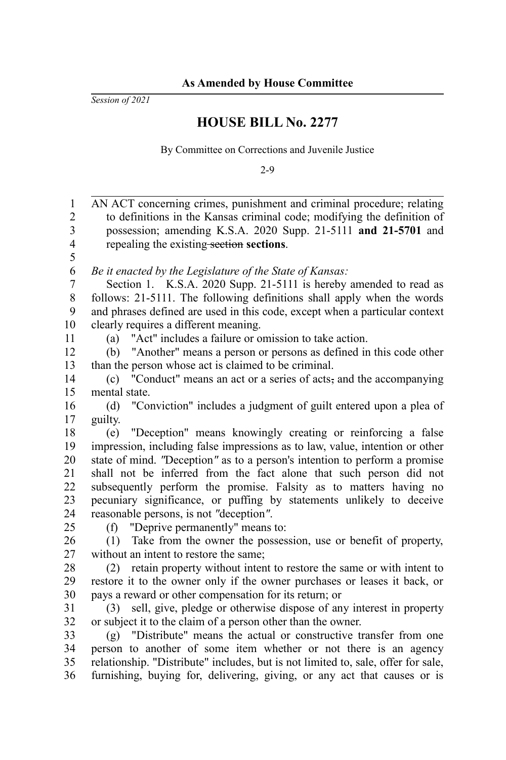**As Amended by House Committee**

*Session of 2021*

# HOUSE BILL No. 2277

By Committee on Corrections and Juvenile Justice

2-9

AN ACT concerning crimes, punishment and criminal procedure; relating to definitions in the Kansas criminal code; modifying the definition of possession; amending K.S.A. 2020 Supp. 21-5111 **and 21-5701** and repealing the existing ~~section~~ **sections**.

*Be it enacted by the Legislature of the State of Kansas:*

Section 1. K.S.A. 2020 Supp. 21-5111 is hereby amended to read as follows: 21-5111. The following definitions shall apply when the words and phrases defined are used in this code, except when a particular context clearly requires a different meaning.

(a) "Act" includes a failure or omission to take action.

(b) "Another" means a person or persons as defined in this code other than the person whose act is claimed to be criminal.

(c) "Conduct" means an act or a series of acts~~,~~ and the accompanying mental state.

(d) "Conviction" includes a judgment of guilt entered upon a plea of guilty.

(e) "Deception" means knowingly creating or reinforcing a false impression, including false impressions as to law, value, intention or other state of mind. *"*Deception*"* as to a person's intention to perform a promise shall not be inferred from the fact alone that such person did not subsequently perform the promise. Falsity as to matters having no pecuniary significance, or puffing by statements unlikely to deceive reasonable persons, is not *"*deception*"*.

(f) "Deprive permanently" means to:

(1) Take from the owner the possession, use or benefit of property, without an intent to restore the same;

(2) retain property without intent to restore the same or with intent to restore it to the owner only if the owner purchases or leases it back, or pays a reward or other compensation for its return; or

(3) sell, give, pledge or otherwise dispose of any interest in property or subject it to the claim of a person other than the owner.

(g) "Distribute" means the actual or constructive transfer from one person to another of some item whether or not there is an agency relationship. "Distribute" includes, but is not limited to, sale, offer for sale, furnishing, buying for, delivering, giving, or any act that causes or is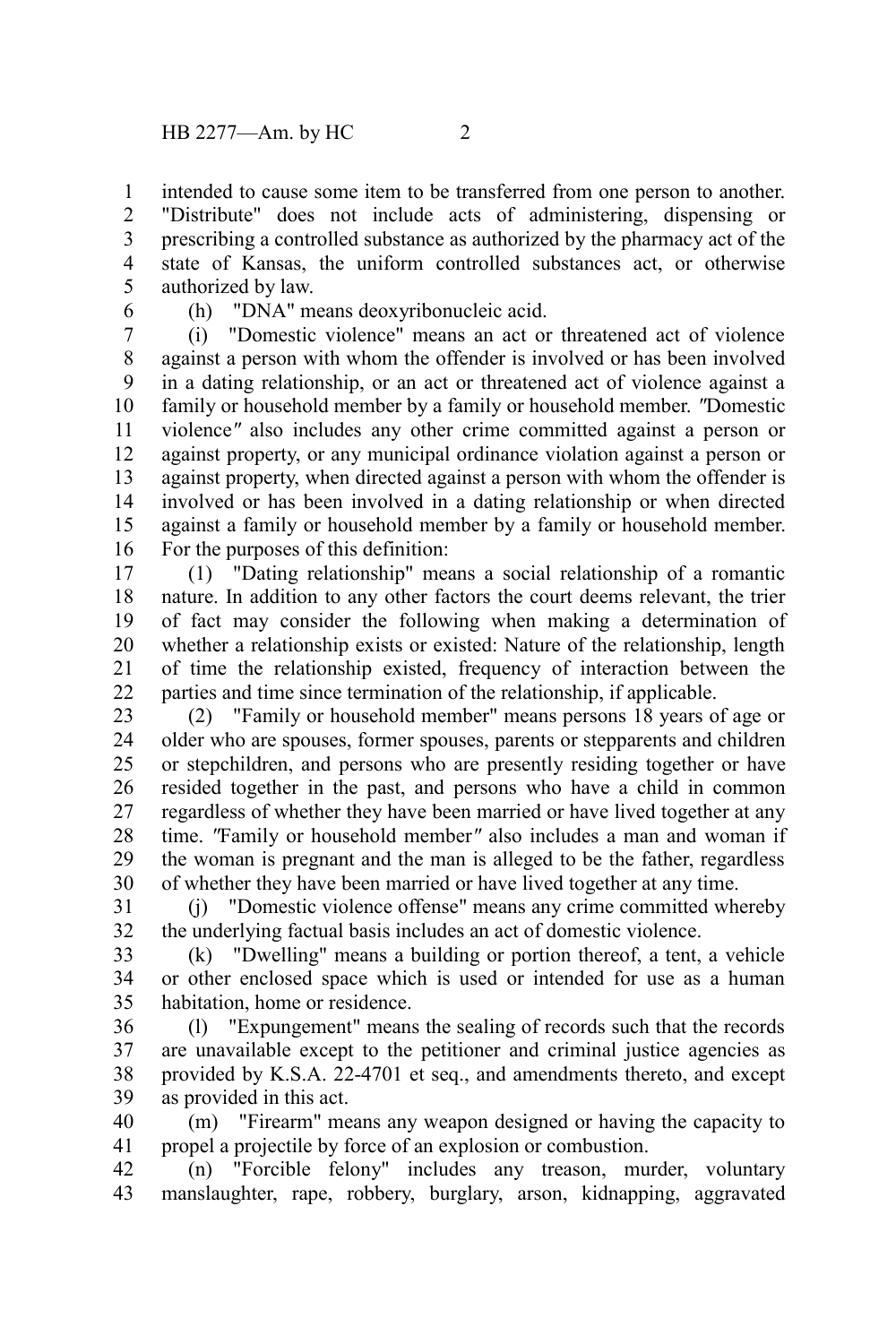intended to cause some item to be transferred from one person to another. "Distribute" does not include acts of administering, dispensing or prescribing a controlled substance as authorized by the pharmacy act of the state of Kansas, the uniform controlled substances act, or otherwise authorized by law.

(h) "DNA" means deoxyribonucleic acid.

(i) "Domestic violence" means an act or threatened act of violence against a person with whom the offender is involved or has been involved in a dating relationship, or an act or threatened act of violence against a family or household member by a family or household member. "Domestic violence" also includes any other crime committed against a person or against property, or any municipal ordinance violation against a person or against property, when directed against a person with whom the offender is involved or has been involved in a dating relationship or when directed against a family or household member by a family or household member. For the purposes of this definition:

(1) "Dating relationship" means a social relationship of a romantic nature. In addition to any other factors the court deems relevant, the trier of fact may consider the following when making a determination of whether a relationship exists or existed: Nature of the relationship, length of time the relationship existed, frequency of interaction between the parties and time since termination of the relationship, if applicable.

(2) "Family or household member" means persons 18 years of age or older who are spouses, former spouses, parents or stepparents and children or stepchildren, and persons who are presently residing together or have resided together in the past, and persons who have a child in common regardless of whether they have been married or have lived together at any time. "Family or household member" also includes a man and woman if the woman is pregnant and the man is alleged to be the father, regardless of whether they have been married or have lived together at any time.

(j) "Domestic violence offense" means any crime committed whereby the underlying factual basis includes an act of domestic violence.

(k) "Dwelling" means a building or portion thereof, a tent, a vehicle or other enclosed space which is used or intended for use as a human habitation, home or residence.

(l) "Expungement" means the sealing of records such that the records are unavailable except to the petitioner and criminal justice agencies as provided by K.S.A. 22-4701 et seq., and amendments thereto, and except as provided in this act.

(m) "Firearm" means any weapon designed or having the capacity to propel a projectile by force of an explosion or combustion.

(n) "Forcible felony" includes any treason, murder, voluntary manslaughter, rape, robbery, burglary, arson, kidnapping, aggravated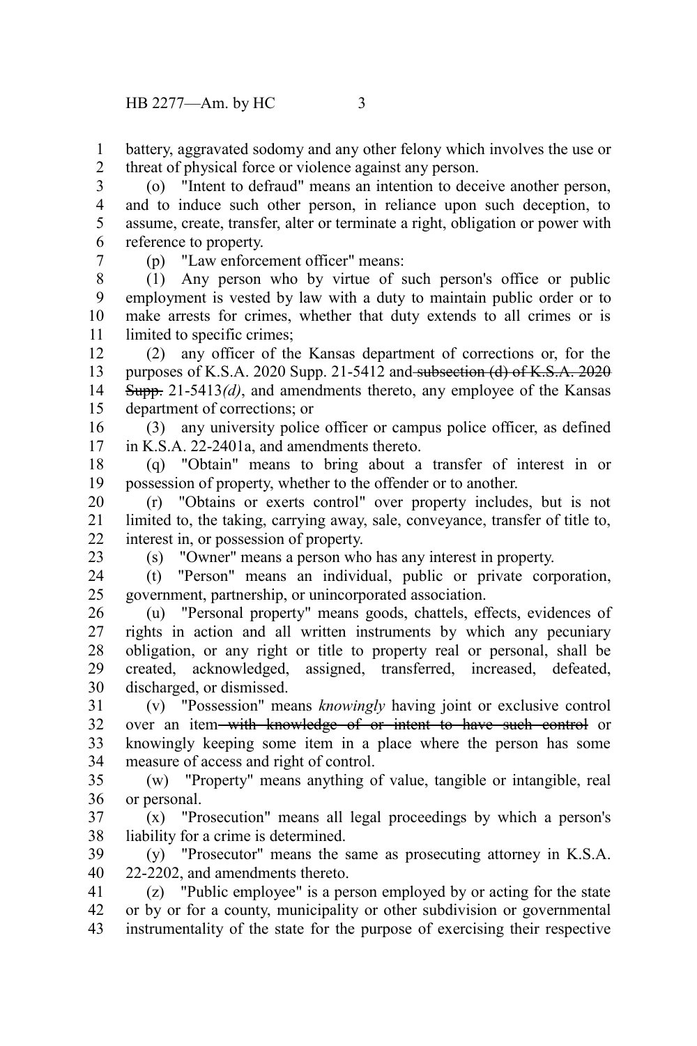battery, aggravated sodomy and any other felony which involves the use or threat of physical force or violence against any person.

(o) "Intent to defraud" means an intention to deceive another person, and to induce such other person, in reliance upon such deception, to assume, create, transfer, alter or terminate a right, obligation or power with reference to property.

(p) "Law enforcement officer" means:

(1) Any person who by virtue of such person's office or public employment is vested by law with a duty to maintain public order or to make arrests for crimes, whether that duty extends to all crimes or is limited to specific crimes;

(2) any officer of the Kansas department of corrections or, for the purposes of K.S.A. 2020 Supp. 21-5412 and ~~subsection (d) of K.S.A. 2020 Supp.~~ 21-5413*(d)*, and amendments thereto, any employee of the Kansas department of corrections; or

(3) any university police officer or campus police officer, as defined in K.S.A. 22-2401a, and amendments thereto.

(q) "Obtain" means to bring about a transfer of interest in or possession of property, whether to the offender or to another.

(r) "Obtains or exerts control" over property includes, but is not limited to, the taking, carrying away, sale, conveyance, transfer of title to, interest in, or possession of property.

(s) "Owner" means a person who has any interest in property.

(t) "Person" means an individual, public or private corporation, government, partnership, or unincorporated association.

(u) "Personal property" means goods, chattels, effects, evidences of rights in action and all written instruments by which any pecuniary obligation, or any right or title to property real or personal, shall be created, acknowledged, assigned, transferred, increased, defeated, discharged, or dismissed.

(v) "Possession" means *knowingly* having joint or exclusive control over an item ~~with knowledge of or intent to have such control~~ or knowingly keeping some item in a place where the person has some measure of access and right of control.

(w) "Property" means anything of value, tangible or intangible, real or personal.

(x) "Prosecution" means all legal proceedings by which a person's liability for a crime is determined.

(y) "Prosecutor" means the same as prosecuting attorney in K.S.A. 22-2202, and amendments thereto.

(z) "Public employee" is a person employed by or acting for the state or by or for a county, municipality or other subdivision or governmental instrumentality of the state for the purpose of exercising their respective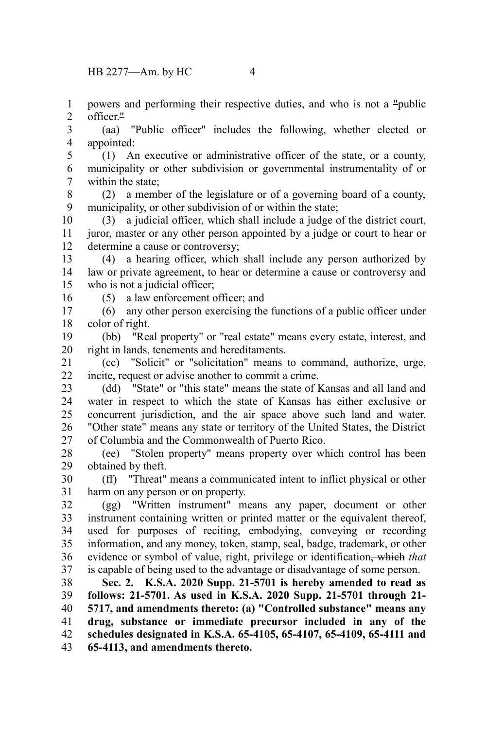powers and performing their respective duties, and who is not a "public officer."

(aa) "Public officer" includes the following, whether elected or appointed:

(1) An executive or administrative officer of the state, or a county, municipality or other subdivision or governmental instrumentality of or within the state;

(2) a member of the legislature or of a governing board of a county, municipality, or other subdivision of or within the state;

(3) a judicial officer, which shall include a judge of the district court, juror, master or any other person appointed by a judge or court to hear or determine a cause or controversy;

(4) a hearing officer, which shall include any person authorized by law or private agreement, to hear or determine a cause or controversy and who is not a judicial officer;

(5) a law enforcement officer; and

(6) any other person exercising the functions of a public officer under color of right.

(bb) "Real property" or "real estate" means every estate, interest, and right in lands, tenements and hereditaments.

(cc) "Solicit" or "solicitation" means to command, authorize, urge, incite, request or advise another to commit a crime.

(dd) "State" or "this state" means the state of Kansas and all land and water in respect to which the state of Kansas has either exclusive or concurrent jurisdiction, and the air space above such land and water. "Other state" means any state or territory of the United States, the District of Columbia and the Commonwealth of Puerto Rico.

(ee) "Stolen property" means property over which control has been obtained by theft.

(ff) "Threat" means a communicated intent to inflict physical or other harm on any person or on property.

(gg) "Written instrument" means any paper, document or other instrument containing written or printed matter or the equivalent thereof, used for purposes of reciting, embodying, conveying or recording information, and any money, token, stamp, seal, badge, trademark, or other evidence or symbol of value, right, privilege or identification~~, which~~ *that* is capable of being used to the advantage or disadvantage of some person.

**Sec. 2. K.S.A. 2020 Supp. 21-5701 is hereby amended to read as follows: 21-5701. As used in K.S.A. 2020 Supp. 21-5701 through 21-5717, and amendments thereto: (a) "Controlled substance" means any drug, substance or immediate precursor included in any of the schedules designated in K.S.A. 65-4105, 65-4107, 65-4109, 65-4111 and 65-4113, and amendments thereto.**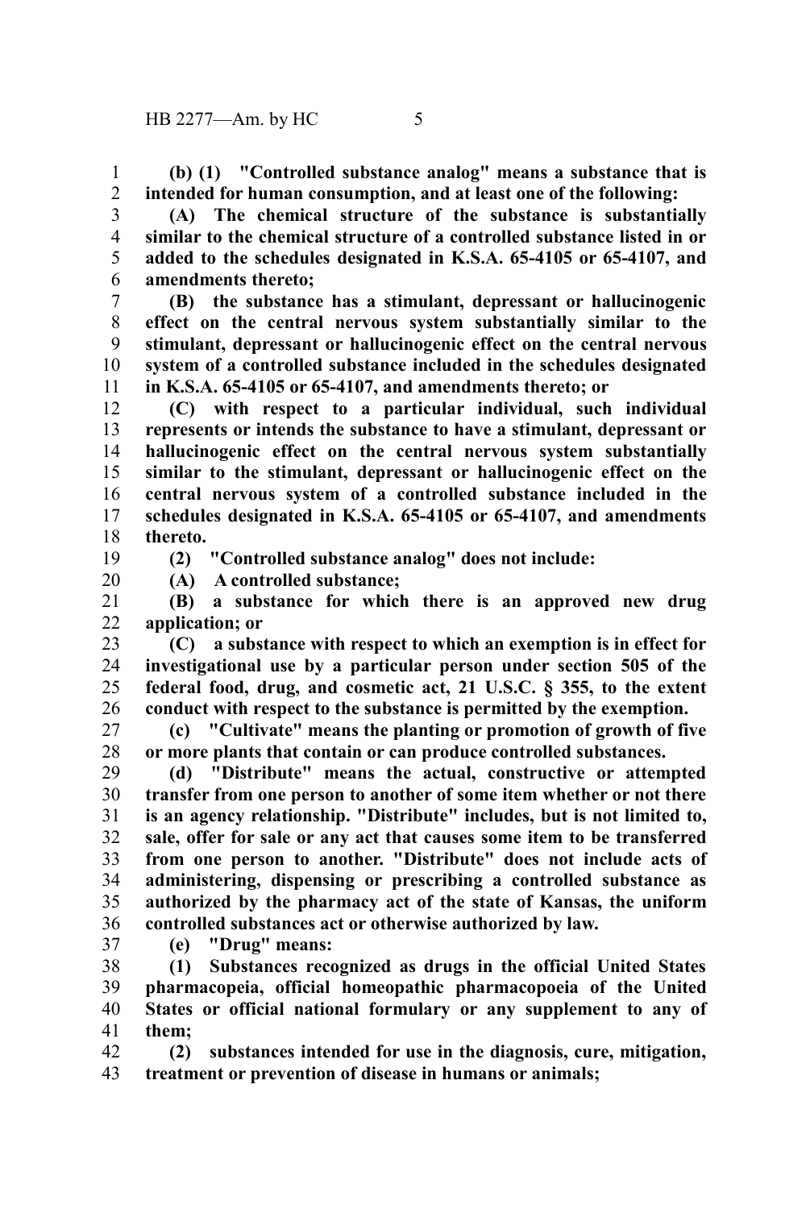**(b) (1) "Controlled substance analog" means a substance that is intended for human consumption, and at least one of the following:**

**(A) The chemical structure of the substance is substantially similar to the chemical structure of a controlled substance listed in or added to the schedules designated in K.S.A. 65-4105 or 65-4107, and amendments thereto;**

**(B) the substance has a stimulant, depressant or hallucinogenic effect on the central nervous system substantially similar to the stimulant, depressant or hallucinogenic effect on the central nervous system of a controlled substance included in the schedules designated in K.S.A. 65-4105 or 65-4107, and amendments thereto; or**

**(C) with respect to a particular individual, such individual represents or intends the substance to have a stimulant, depressant or hallucinogenic effect on the central nervous system substantially similar to the stimulant, depressant or hallucinogenic effect on the central nervous system of a controlled substance included in the schedules designated in K.S.A. 65-4105 or 65-4107, and amendments thereto.**

**(2) "Controlled substance analog" does not include:**

**(A) A controlled substance;**

**(B) a substance for which there is an approved new drug application; or**

**(C) a substance with respect to which an exemption is in effect for investigational use by a particular person under section 505 of the federal food, drug, and cosmetic act, 21 U.S.C. § 355, to the extent conduct with respect to the substance is permitted by the exemption.**

**(c) "Cultivate" means the planting or promotion of growth of five or more plants that contain or can produce controlled substances.**

**(d) "Distribute" means the actual, constructive or attempted transfer from one person to another of some item whether or not there is an agency relationship. "Distribute" includes, but is not limited to, sale, offer for sale or any act that causes some item to be transferred from one person to another. "Distribute" does not include acts of administering, dispensing or prescribing a controlled substance as authorized by the pharmacy act of the state of Kansas, the uniform controlled substances act or otherwise authorized by law.**

**(e) "Drug" means:**

**(1) Substances recognized as drugs in the official United States pharmacopeia, official homeopathic pharmacopoeia of the United States or official national formulary or any supplement to any of them;**

**(2) substances intended for use in the diagnosis, cure, mitigation, treatment or prevention of disease in humans or animals;**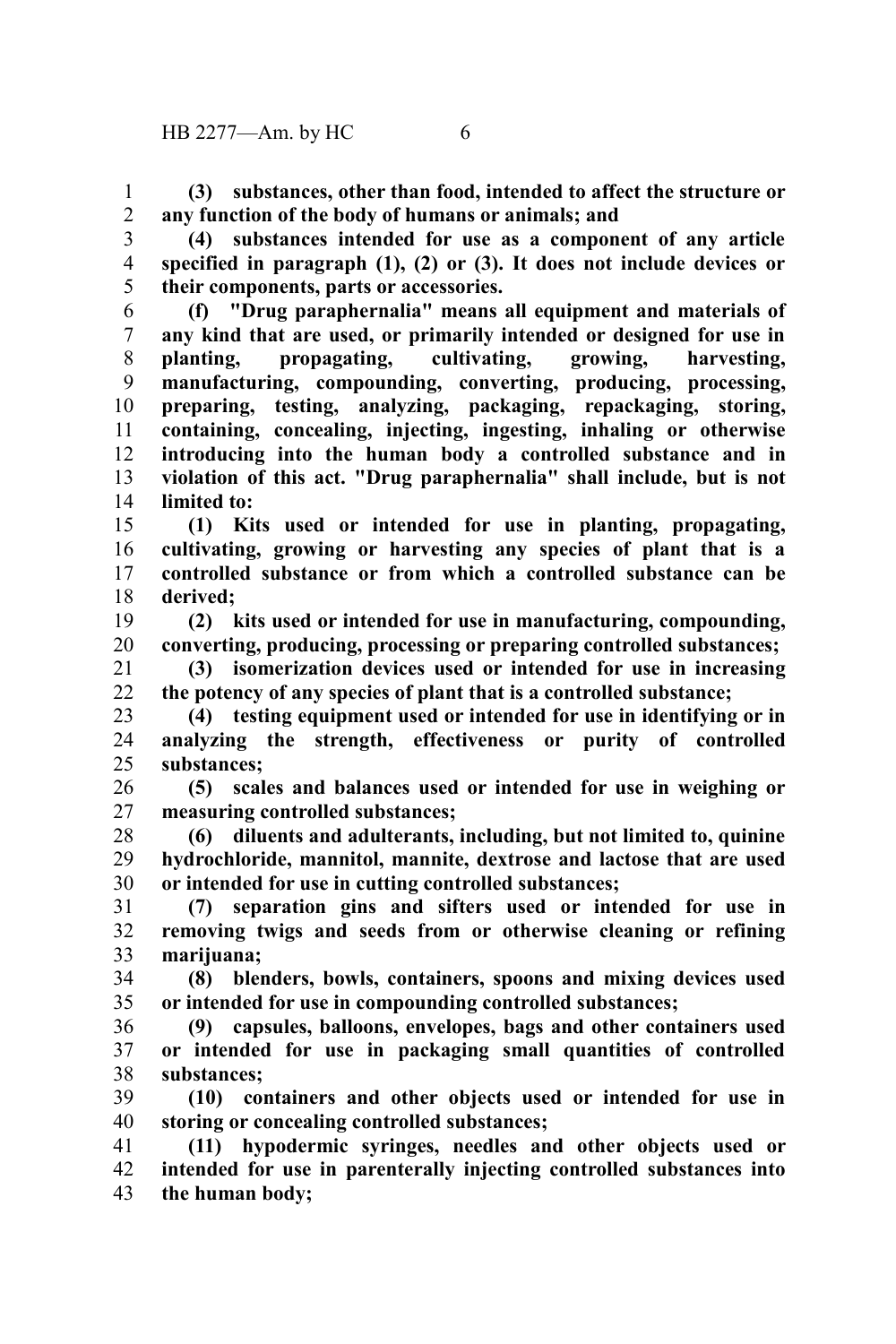**(3) substances, other than food, intended to affect the structure or any function of the body of humans or animals; and**

**(4) substances intended for use as a component of any article specified in paragraph (1), (2) or (3). It does not include devices or their components, parts or accessories.**

**(f) "Drug paraphernalia" means all equipment and materials of any kind that are used, or primarily intended or designed for use in planting, propagating, cultivating, growing, harvesting, manufacturing, compounding, converting, producing, processing, preparing, testing, analyzing, packaging, repackaging, storing, containing, concealing, injecting, ingesting, inhaling or otherwise introducing into the human body a controlled substance and in violation of this act. "Drug paraphernalia" shall include, but is not limited to:**

**(1) Kits used or intended for use in planting, propagating, cultivating, growing or harvesting any species of plant that is a controlled substance or from which a controlled substance can be derived;**

**(2) kits used or intended for use in manufacturing, compounding, converting, producing, processing or preparing controlled substances;**

**(3) isomerization devices used or intended for use in increasing the potency of any species of plant that is a controlled substance;**

**(4) testing equipment used or intended for use in identifying or in analyzing the strength, effectiveness or purity of controlled substances;**

**(5) scales and balances used or intended for use in weighing or measuring controlled substances;**

**(6) diluents and adulterants, including, but not limited to, quinine hydrochloride, mannitol, mannite, dextrose and lactose that are used or intended for use in cutting controlled substances;**

**(7) separation gins and sifters used or intended for use in removing twigs and seeds from or otherwise cleaning or refining marijuana;**

**(8) blenders, bowls, containers, spoons and mixing devices used or intended for use in compounding controlled substances;**

**(9) capsules, balloons, envelopes, bags and other containers used or intended for use in packaging small quantities of controlled substances;**

**(10) containers and other objects used or intended for use in storing or concealing controlled substances;**

**(11) hypodermic syringes, needles and other objects used or intended for use in parenterally injecting controlled substances into the human body;**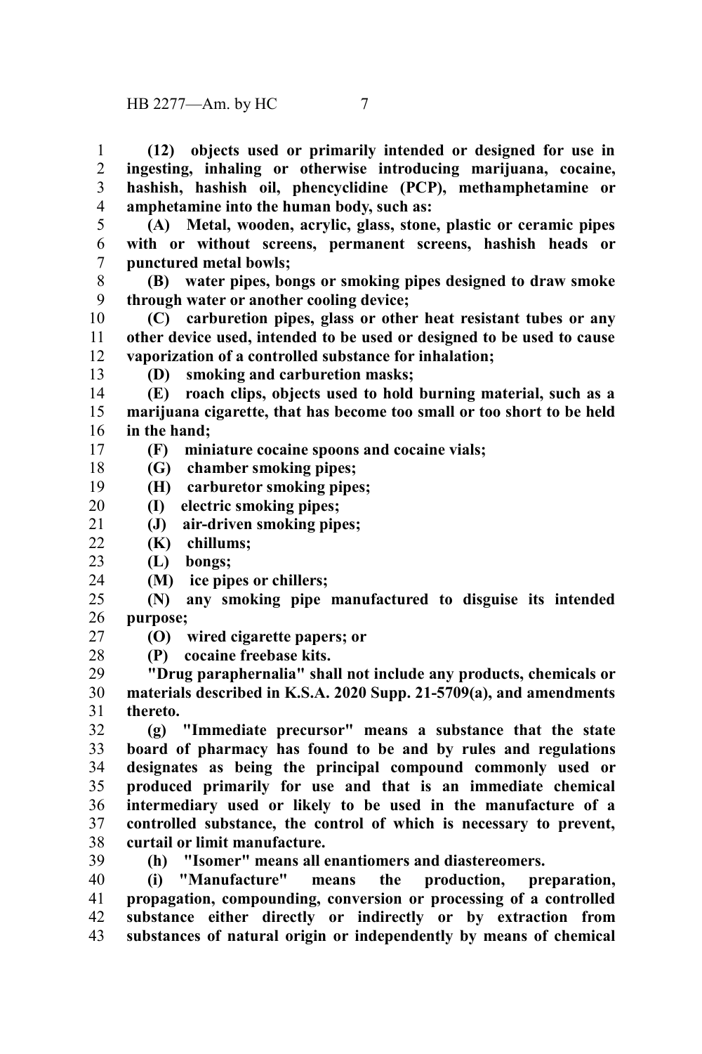**(12) objects used or primarily intended or designed for use in ingesting, inhaling or otherwise introducing marijuana, cocaine, hashish, hashish oil, phencyclidine (PCP), methamphetamine or amphetamine into the human body, such as:**

**(A) Metal, wooden, acrylic, glass, stone, plastic or ceramic pipes with or without screens, permanent screens, hashish heads or punctured metal bowls;**

**(B) water pipes, bongs or smoking pipes designed to draw smoke through water or another cooling device;**

**(C) carburetion pipes, glass or other heat resistant tubes or any other device used, intended to be used or designed to be used to cause vaporization of a controlled substance for inhalation;**

**(D) smoking and carburetion masks;**

**(E) roach clips, objects used to hold burning material, such as a marijuana cigarette, that has become too small or too short to be held in the hand;**

**(F) miniature cocaine spoons and cocaine vials;**

**(G) chamber smoking pipes;**

**(H) carburetor smoking pipes;**

**(I) electric smoking pipes;**

**(J) air-driven smoking pipes;**

**(K) chillums;**

**(L) bongs;**

**(M) ice pipes or chillers;**

**(N) any smoking pipe manufactured to disguise its intended purpose;**

**(O) wired cigarette papers; or**

**(P) cocaine freebase kits.**

**"Drug paraphernalia" shall not include any products, chemicals or materials described in K.S.A. 2020 Supp. 21-5709(a), and amendments thereto.**

**(g) "Immediate precursor" means a substance that the state board of pharmacy has found to be and by rules and regulations designates as being the principal compound commonly used or produced primarily for use and that is an immediate chemical intermediary used or likely to be used in the manufacture of a controlled substance, the control of which is necessary to prevent, curtail or limit manufacture.**

**(h) "Isomer" means all enantiomers and diastereomers.**

**(i) "Manufacture" means the production, preparation, propagation, compounding, conversion or processing of a controlled substance either directly or indirectly or by extraction from substances of natural origin or independently by means of chemical**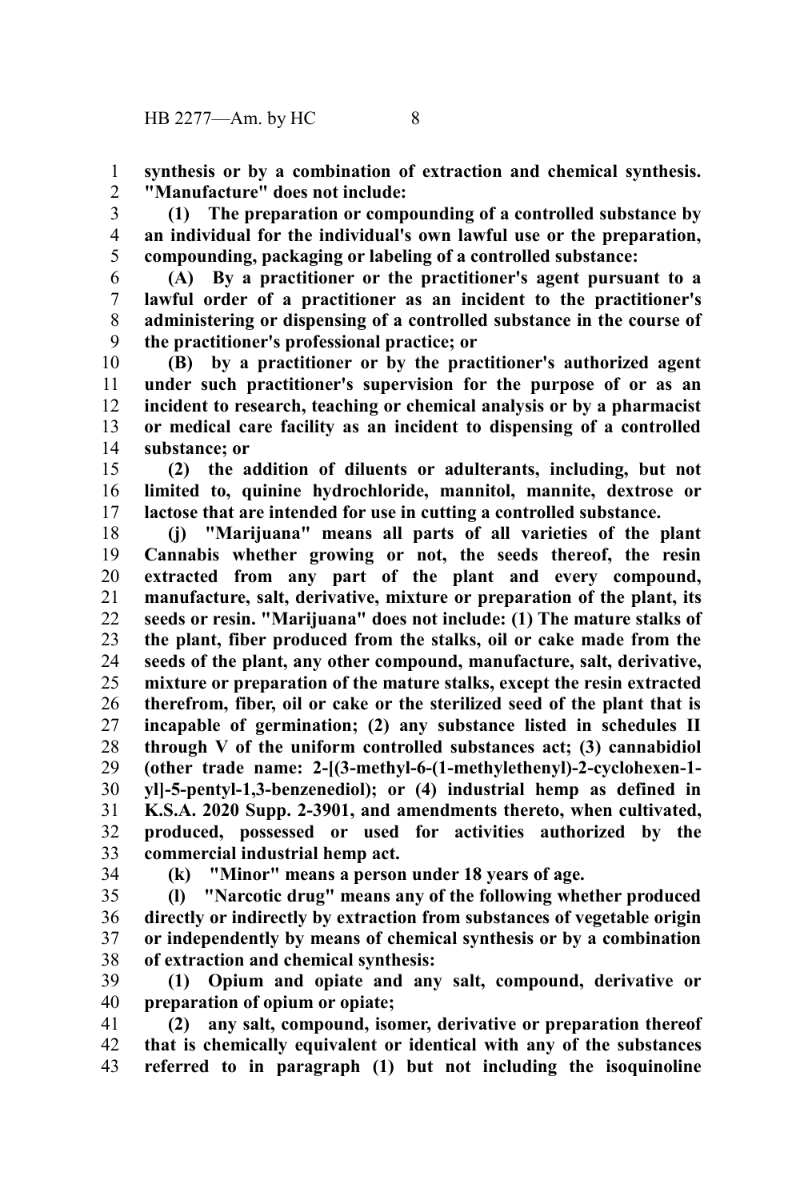**synthesis or by a combination of extraction and chemical synthesis. "Manufacture" does not include:**

**(1) The preparation or compounding of a controlled substance by an individual for the individual's own lawful use or the preparation, compounding, packaging or labeling of a controlled substance:**

**(A) By a practitioner or the practitioner's agent pursuant to a lawful order of a practitioner as an incident to the practitioner's administering or dispensing of a controlled substance in the course of the practitioner's professional practice; or**

**(B) by a practitioner or by the practitioner's authorized agent under such practitioner's supervision for the purpose of or as an incident to research, teaching or chemical analysis or by a pharmacist or medical care facility as an incident to dispensing of a controlled substance; or**

**(2) the addition of diluents or adulterants, including, but not limited to, quinine hydrochloride, mannitol, mannite, dextrose or lactose that are intended for use in cutting a controlled substance.**

**(j) "Marijuana" means all parts of all varieties of the plant Cannabis whether growing or not, the seeds thereof, the resin extracted from any part of the plant and every compound, manufacture, salt, derivative, mixture or preparation of the plant, its seeds or resin. "Marijuana" does not include: (1) The mature stalks of the plant, fiber produced from the stalks, oil or cake made from the seeds of the plant, any other compound, manufacture, salt, derivative, mixture or preparation of the mature stalks, except the resin extracted therefrom, fiber, oil or cake or the sterilized seed of the plant that is incapable of germination; (2) any substance listed in schedules II through V of the uniform controlled substances act; (3) cannabidiol (other trade name: 2-[(3-methyl-6-(1-methylethenyl)-2-cyclohexen-1-yl]-5-pentyl-1,3-benzenediol); or (4) industrial hemp as defined in K.S.A. 2020 Supp. 2-3901, and amendments thereto, when cultivated, produced, possessed or used for activities authorized by the commercial industrial hemp act.**

**(k) "Minor" means a person under 18 years of age.**

**(l) "Narcotic drug" means any of the following whether produced directly or indirectly by extraction from substances of vegetable origin or independently by means of chemical synthesis or by a combination of extraction and chemical synthesis:**

**(1) Opium and opiate and any salt, compound, derivative or preparation of opium or opiate;**

**(2) any salt, compound, isomer, derivative or preparation thereof that is chemically equivalent or identical with any of the substances referred to in paragraph (1) but not including the isoquinoline**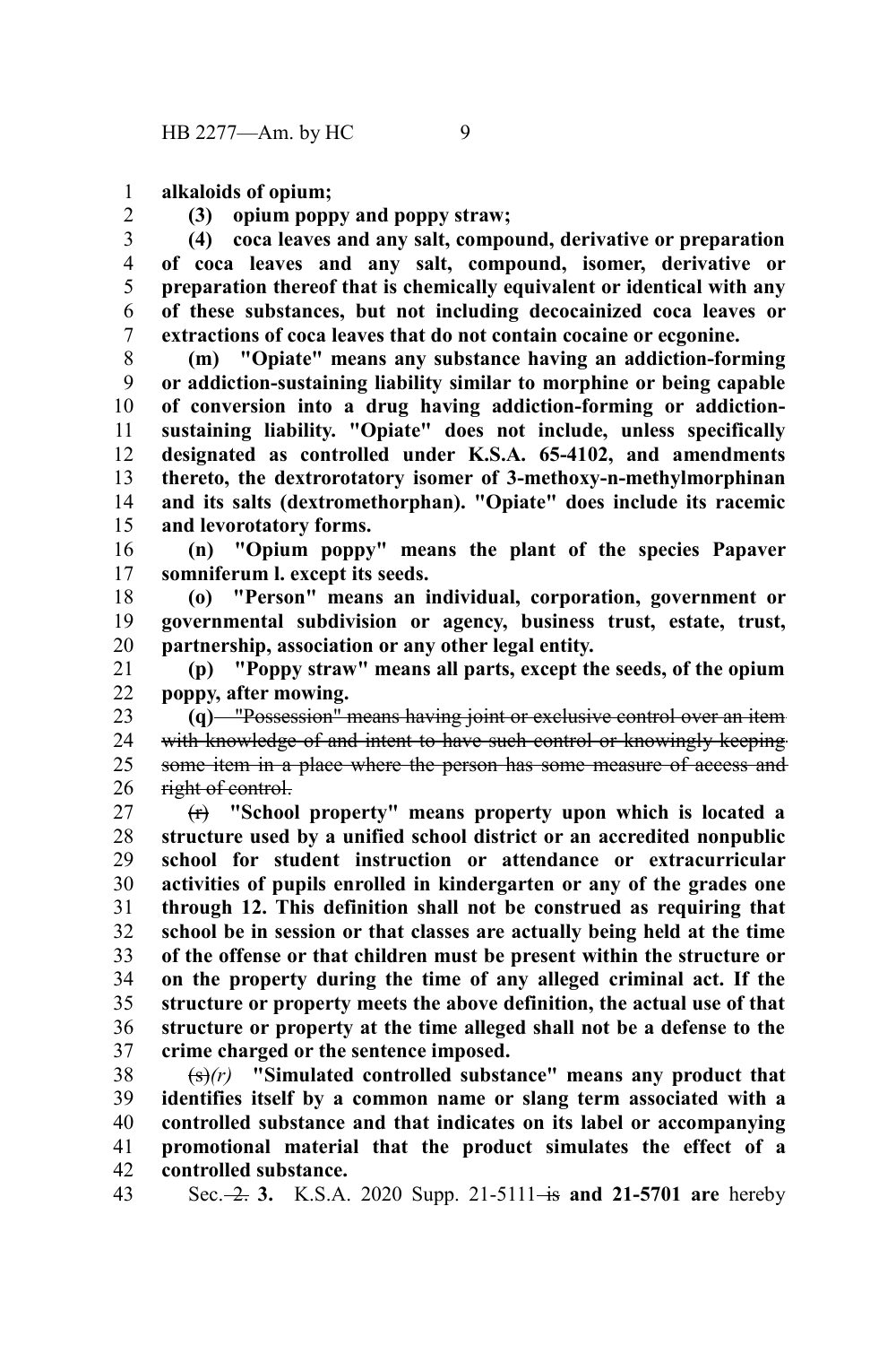**alkaloids of opium;**

**(3) opium poppy and poppy straw;**

**(4) coca leaves and any salt, compound, derivative or preparation of coca leaves and any salt, compound, isomer, derivative or preparation thereof that is chemically equivalent or identical with any of these substances, but not including decocainized coca leaves or extractions of coca leaves that do not contain cocaine or ecgonine.**

**(m) "Opiate" means any substance having an addiction-forming or addiction-sustaining liability similar to morphine or being capable of conversion into a drug having addiction-forming or addiction-sustaining liability. "Opiate" does not include, unless specifically designated as controlled under K.S.A. 65-4102, and amendments thereto, the dextrorotatory isomer of 3-methoxy-n-methylmorphinan and its salts (dextromethorphan). "Opiate" does include its racemic and levorotatory forms.**

**(n) "Opium poppy" means the plant of the species Papaver somniferum l. except its seeds.**

**(o) "Person" means an individual, corporation, government or governmental subdivision or agency, business trust, estate, trust, partnership, association or any other legal entity.**

**(p) "Poppy straw" means all parts, except the seeds, of the opium poppy, after mowing.**

**(q)** ~~"Possession" means having joint or exclusive control over an item with knowledge of and intent to have such control or knowingly keeping some item in a place where the person has some measure of access and right of control.~~

~~(r)~~ **"School property" means property upon which is located a structure used by a unified school district or an accredited nonpublic school for student instruction or attendance or extracurricular activities of pupils enrolled in kindergarten or any of the grades one through 12. This definition shall not be construed as requiring that school be in session or that classes are actually being held at the time of the offense or that children must be present within the structure or on the property during the time of any alleged criminal act. If the structure or property meets the above definition, the actual use of that structure or property at the time alleged shall not be a defense to the crime charged or the sentence imposed.**

~~(s)~~*(r)* **"Simulated controlled substance" means any product that identifies itself by a common name or slang term associated with a controlled substance and that indicates on its label or accompanying promotional material that the product simulates the effect of a controlled substance.**

Sec. ~~2.~~ **3.** K.S.A. 2020 Supp. 21-5111 ~~is~~ **and 21-5701 are** hereby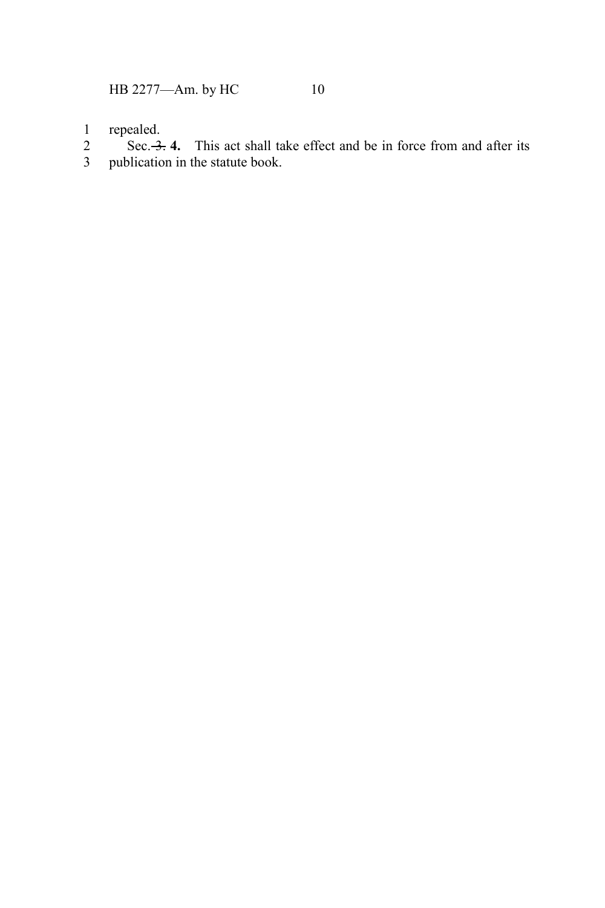repealed.

Sec. ~~3.~~ **4.** This act shall take effect and be in force from and after its publication in the statute book.